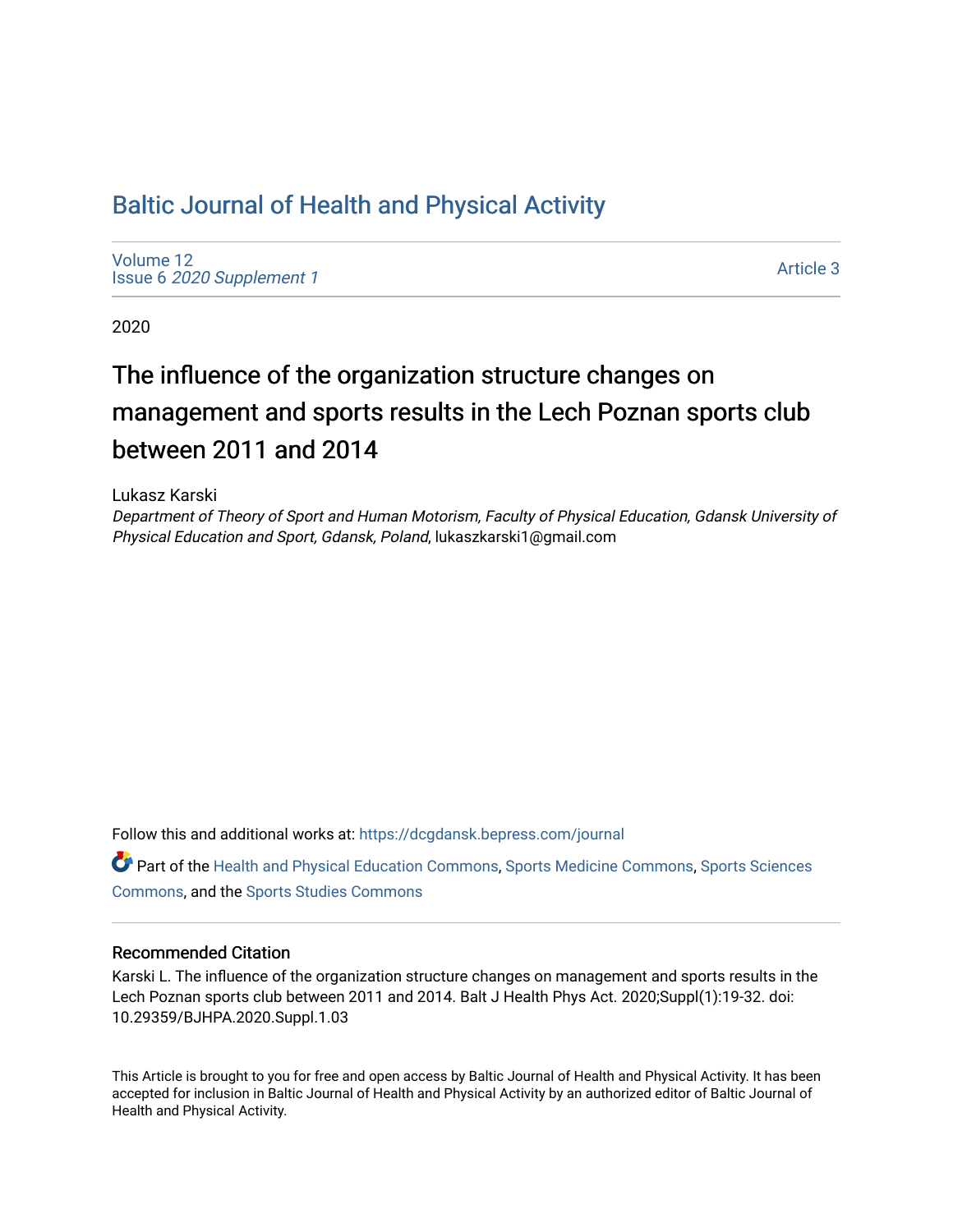# Baltic Journal of Health and Physical Activity

Volume 12
Issue 6 *2020 Supplement 1*

Article 3

2020

## The influence of the organization structure changes on management and sports results in the Lech Poznan sports club between 2011 and 2014

Lukasz Karski
*Department of Theory of Sport and Human Motorism, Faculty of Physical Education, Gdansk University of Physical Education and Sport, Gdansk, Poland*, lukaszkarski1@gmail.com

Follow this and additional works at: https://dcgdansk.bepress.com/journal

Part of the Health and Physical Education Commons, Sports Medicine Commons, Sports Sciences Commons, and the Sports Studies Commons

### Recommended Citation

Karski L. The influence of the organization structure changes on management and sports results in the Lech Poznan sports club between 2011 and 2014. Balt J Health Phys Act. 2020;Suppl(1):19-32. doi: 10.29359/BJHPA.2020.Suppl.1.03

This Article is brought to you for free and open access by Baltic Journal of Health and Physical Activity. It has been accepted for inclusion in Baltic Journal of Health and Physical Activity by an authorized editor of Baltic Journal of Health and Physical Activity.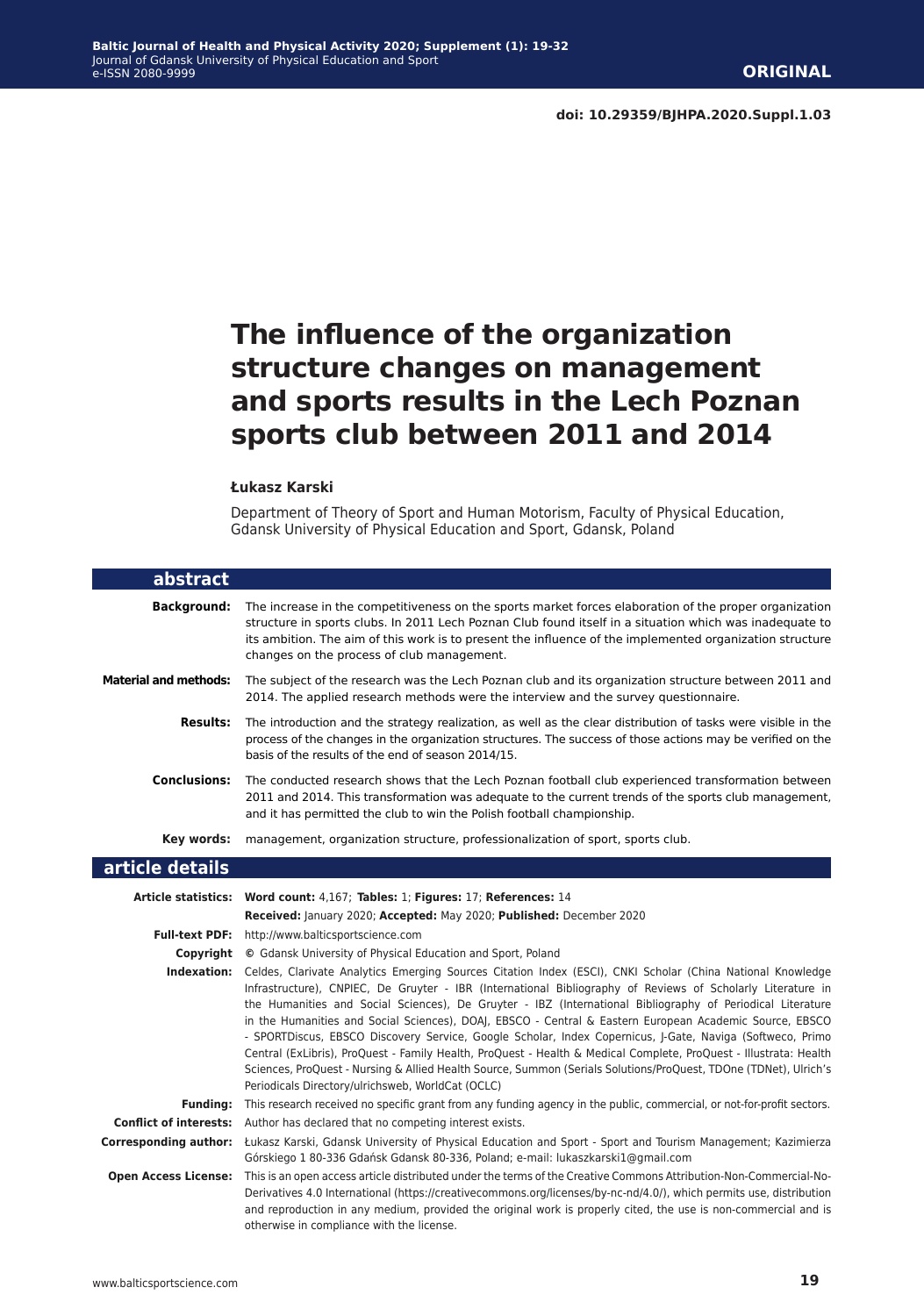doi: 10.29359/BJHPA.2020.Suppl.1.03

# The influence of the organization structure changes on management and sports results in the Lech Poznan sports club between 2011 and 2014

**Łukasz Karski**

Department of Theory of Sport and Human Motorism, Faculty of Physical Education, Gdansk University of Physical Education and Sport, Gdansk, Poland

## abstract

**Background:** The increase in the competitiveness on the sports market forces elaboration of the proper organization structure in sports clubs. In 2011 Lech Poznan Club found itself in a situation which was inadequate to its ambition. The aim of this work is to present the influence of the implemented organization structure changes on the process of club management.

**Material and methods:** The subject of the research was the Lech Poznan club and its organization structure between 2011 and 2014. The applied research methods were the interview and the survey questionnaire.

**Results:** The introduction and the strategy realization, as well as the clear distribution of tasks were visible in the process of the changes in the organization structures. The success of those actions may be verified on the basis of the results of the end of season 2014/15.

**Conclusions:** The conducted research shows that the Lech Poznan football club experienced transformation between 2011 and 2014. This transformation was adequate to the current trends of the sports club management, and it has permitted the club to win the Polish football championship.

**Key words:** management, organization structure, professionalization of sport, sports club.

## article details

**Article statistics:** **Word count:** 4,167; **Tables:** 1; **Figures:** 17; **References:** 14

**Received:** January 2020; **Accepted:** May 2020; **Published:** December 2020

**Full-text PDF:** http://www.balticsportscience.com

**Copyright** © Gdansk University of Physical Education and Sport, Poland

**Indexation:** Celdes, Clarivate Analytics Emerging Sources Citation Index (ESCI), CNKI Scholar (China National Knowledge Infrastructure), CNPIEC, De Gruyter - IBR (International Bibliography of Reviews of Scholarly Literature in the Humanities and Social Sciences), De Gruyter - IBZ (International Bibliography of Periodical Literature in the Humanities and Social Sciences), DOAJ, EBSCO - Central & Eastern European Academic Source, EBSCO - SPORTDiscus, EBSCO Discovery Service, Google Scholar, Index Copernicus, J-Gate, Naviga (Softweco, Primo Central (ExLibris), ProQuest - Family Health, ProQuest - Health & Medical Complete, ProQuest - Illustrata: Health Sciences, ProQuest - Nursing & Allied Health Source, Summon (Serials Solutions/ProQuest, TDOne (TDNet), Ulrich's Periodicals Directory/ulrichsweb, WorldCat (OCLC)

**Funding:** This research received no specific grant from any funding agency in the public, commercial, or not-for-profit sectors.

**Conflict of interests:** Author has declared that no competing interest exists.

**Corresponding author:** Łukasz Karski, Gdansk University of Physical Education and Sport - Sport and Tourism Management; Kazimierza Górskiego 1 80-336 Gdańsk Gdansk 80-336, Poland; e-mail: lukaszkarski1@gmail.com

**Open Access License:** This is an open access article distributed under the terms of the Creative Commons Attribution-Non-Commercial-No-Derivatives 4.0 International (https://creativecommons.org/licenses/by-nc-nd/4.0/), which permits use, distribution and reproduction in any medium, provided the original work is properly cited, the use is non-commercial and is otherwise in compliance with the license.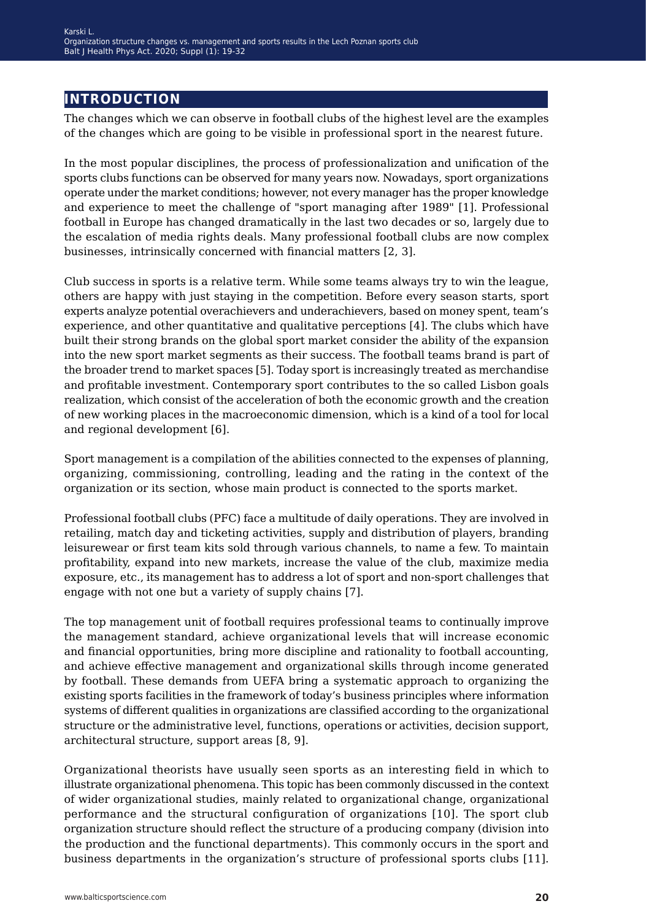## INTRODUCTION

The changes which we can observe in football clubs of the highest level are the examples of the changes which are going to be visible in professional sport in the nearest future.

In the most popular disciplines, the process of professionalization and unification of the sports clubs functions can be observed for many years now. Nowadays, sport organizations operate under the market conditions; however, not every manager has the proper knowledge and experience to meet the challenge of "sport managing after 1989" [1]. Professional football in Europe has changed dramatically in the last two decades or so, largely due to the escalation of media rights deals. Many professional football clubs are now complex businesses, intrinsically concerned with financial matters [2, 3].

Club success in sports is a relative term. While some teams always try to win the league, others are happy with just staying in the competition. Before every season starts, sport experts analyze potential overachievers and underachievers, based on money spent, team's experience, and other quantitative and qualitative perceptions [4]. The clubs which have built their strong brands on the global sport market consider the ability of the expansion into the new sport market segments as their success. The football teams brand is part of the broader trend to market spaces [5]. Today sport is increasingly treated as merchandise and profitable investment. Contemporary sport contributes to the so called Lisbon goals realization, which consist of the acceleration of both the economic growth and the creation of new working places in the macroeconomic dimension, which is a kind of a tool for local and regional development [6].

Sport management is a compilation of the abilities connected to the expenses of planning, organizing, commissioning, controlling, leading and the rating in the context of the organization or its section, whose main product is connected to the sports market.

Professional football clubs (PFC) face a multitude of daily operations. They are involved in retailing, match day and ticketing activities, supply and distribution of players, branding leisurewear or first team kits sold through various channels, to name a few. To maintain profitability, expand into new markets, increase the value of the club, maximize media exposure, etc., its management has to address a lot of sport and non-sport challenges that engage with not one but a variety of supply chains [7].

The top management unit of football requires professional teams to continually improve the management standard, achieve organizational levels that will increase economic and financial opportunities, bring more discipline and rationality to football accounting, and achieve effective management and organizational skills through income generated by football. These demands from UEFA bring a systematic approach to organizing the existing sports facilities in the framework of today's business principles where information systems of different qualities in organizations are classified according to the organizational structure or the administrative level, functions, operations or activities, decision support, architectural structure, support areas [8, 9].

Organizational theorists have usually seen sports as an interesting field in which to illustrate organizational phenomena. This topic has been commonly discussed in the context of wider organizational studies, mainly related to organizational change, organizational performance and the structural configuration of organizations [10]. The sport club organization structure should reflect the structure of a producing company (division into the production and the functional departments). This commonly occurs in the sport and business departments in the organization's structure of professional sports clubs [11].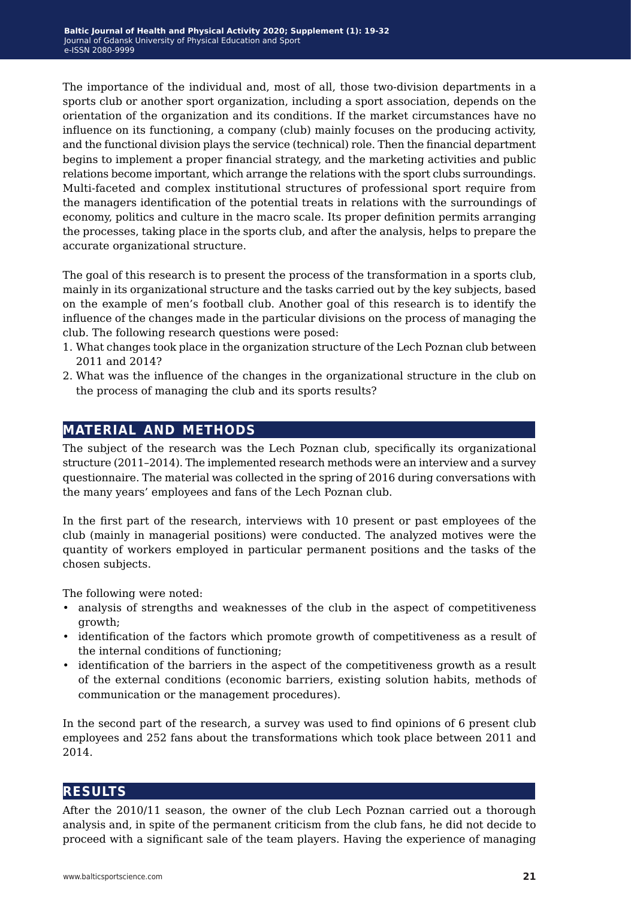The importance of the individual and, most of all, those two-division departments in a sports club or another sport organization, including a sport association, depends on the orientation of the organization and its conditions. If the market circumstances have no influence on its functioning, a company (club) mainly focuses on the producing activity, and the functional division plays the service (technical) role. Then the financial department begins to implement a proper financial strategy, and the marketing activities and public relations become important, which arrange the relations with the sport clubs surroundings. Multi-faceted and complex institutional structures of professional sport require from the managers identification of the potential treats in relations with the surroundings of economy, politics and culture in the macro scale. Its proper definition permits arranging the processes, taking place in the sports club, and after the analysis, helps to prepare the accurate organizational structure.

The goal of this research is to present the process of the transformation in a sports club, mainly in its organizational structure and the tasks carried out by the key subjects, based on the example of men's football club. Another goal of this research is to identify the influence of the changes made in the particular divisions on the process of managing the club. The following research questions were posed:

1. What changes took place in the organization structure of the Lech Poznan club between 2011 and 2014?
2. What was the influence of the changes in the organizational structure in the club on the process of managing the club and its sports results?

## MATERIAL AND METHODS

The subject of the research was the Lech Poznan club, specifically its organizational structure (2011–2014). The implemented research methods were an interview and a survey questionnaire. The material was collected in the spring of 2016 during conversations with the many years' employees and fans of the Lech Poznan club.

In the first part of the research, interviews with 10 present or past employees of the club (mainly in managerial positions) were conducted. The analyzed motives were the quantity of workers employed in particular permanent positions and the tasks of the chosen subjects.

The following were noted:

- analysis of strengths and weaknesses of the club in the aspect of competitiveness growth;
- identification of the factors which promote growth of competitiveness as a result of the internal conditions of functioning;
- identification of the barriers in the aspect of the competitiveness growth as a result of the external conditions (economic barriers, existing solution habits, methods of communication or the management procedures).

In the second part of the research, a survey was used to find opinions of 6 present club employees and 252 fans about the transformations which took place between 2011 and 2014.

## RESULTS

After the 2010/11 season, the owner of the club Lech Poznan carried out a thorough analysis and, in spite of the permanent criticism from the club fans, he did not decide to proceed with a significant sale of the team players. Having the experience of managing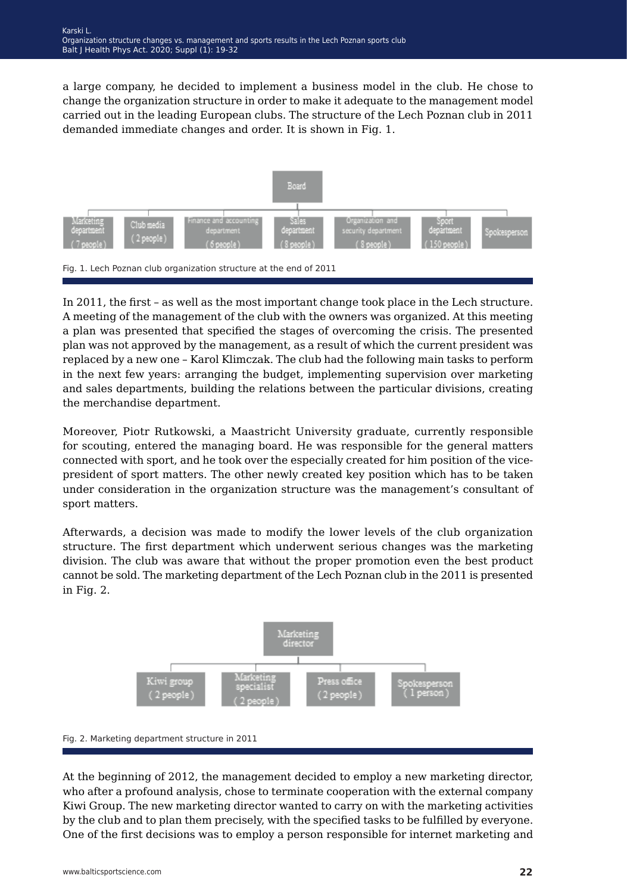a large company, he decided to implement a business model in the club. He chose to change the organization structure in order to make it adequate to the management model carried out in the leading European clubs. The structure of the Lech Poznan club in 2011 demanded immediate changes and order. It is shown in Fig. 1.

Fig. 1. Lech Poznan club organization structure at the end of 2011

In 2011, the first – as well as the most important change took place in the Lech structure. A meeting of the management of the club with the owners was organized. At this meeting a plan was presented that specified the stages of overcoming the crisis. The presented plan was not approved by the management, as a result of which the current president was replaced by a new one – Karol Klimczak. The club had the following main tasks to perform in the next few years: arranging the budget, implementing supervision over marketing and sales departments, building the relations between the particular divisions, creating the merchandise department.

Moreover, Piotr Rutkowski, a Maastricht University graduate, currently responsible for scouting, entered the managing board. He was responsible for the general matters connected with sport, and he took over the especially created for him position of the vice-president of sport matters. The other newly created key position which has to be taken under consideration in the organization structure was the management's consultant of sport matters.

Afterwards, a decision was made to modify the lower levels of the club organization structure. The first department which underwent serious changes was the marketing division. The club was aware that without the proper promotion even the best product cannot be sold. The marketing department of the Lech Poznan club in the 2011 is presented in Fig. 2.

Fig. 2. Marketing department structure in 2011

At the beginning of 2012, the management decided to employ a new marketing director, who after a profound analysis, chose to terminate cooperation with the external company Kiwi Group. The new marketing director wanted to carry on with the marketing activities by the club and to plan them precisely, with the specified tasks to be fulfilled by everyone. One of the first decisions was to employ a person responsible for internet marketing and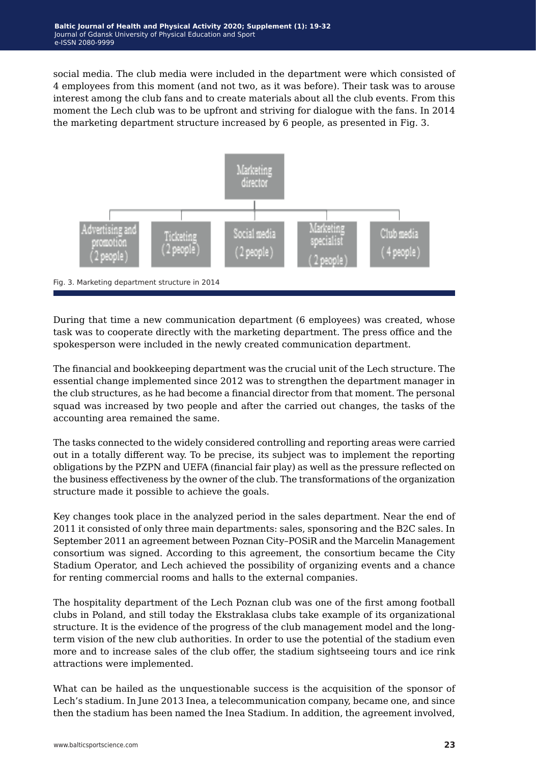social media. The club media were included in the department were which consisted of 4 employees from this moment (and not two, as it was before). Their task was to arouse interest among the club fans and to create materials about all the club events. From this moment the Lech club was to be upfront and striving for dialogue with the fans. In 2014 the marketing department structure increased by 6 people, as presented in Fig. 3.

Marketing director

- Advertising and promotion (2 people)
- Ticketing (2 people)
- Social media (2 people)
- Marketing specialist (2 people)
- Club media (4 people)

Fig. 3. Marketing department structure in 2014

During that time a new communication department (6 employees) was created, whose task was to cooperate directly with the marketing department. The press office and the spokesperson were included in the newly created communication department.

The financial and bookkeeping department was the crucial unit of the Lech structure. The essential change implemented since 2012 was to strengthen the department manager in the club structures, as he had become a financial director from that moment. The personal squad was increased by two people and after the carried out changes, the tasks of the accounting area remained the same.

The tasks connected to the widely considered controlling and reporting areas were carried out in a totally different way. To be precise, its subject was to implement the reporting obligations by the PZPN and UEFA (financial fair play) as well as the pressure reflected on the business effectiveness by the owner of the club. The transformations of the organization structure made it possible to achieve the goals.

Key changes took place in the analyzed period in the sales department. Near the end of 2011 it consisted of only three main departments: sales, sponsoring and the B2C sales. In September 2011 an agreement between Poznan City–POSiR and the Marcelin Management consortium was signed. According to this agreement, the consortium became the City Stadium Operator, and Lech achieved the possibility of organizing events and a chance for renting commercial rooms and halls to the external companies.

The hospitality department of the Lech Poznan club was one of the first among football clubs in Poland, and still today the Ekstraklasa clubs take example of its organizational structure. It is the evidence of the progress of the club management model and the long-term vision of the new club authorities. In order to use the potential of the stadium even more and to increase sales of the club offer, the stadium sightseeing tours and ice rink attractions were implemented.

What can be hailed as the unquestionable success is the acquisition of the sponsor of Lech's stadium. In June 2013 Inea, a telecommunication company, became one, and since then the stadium has been named the Inea Stadium. In addition, the agreement involved,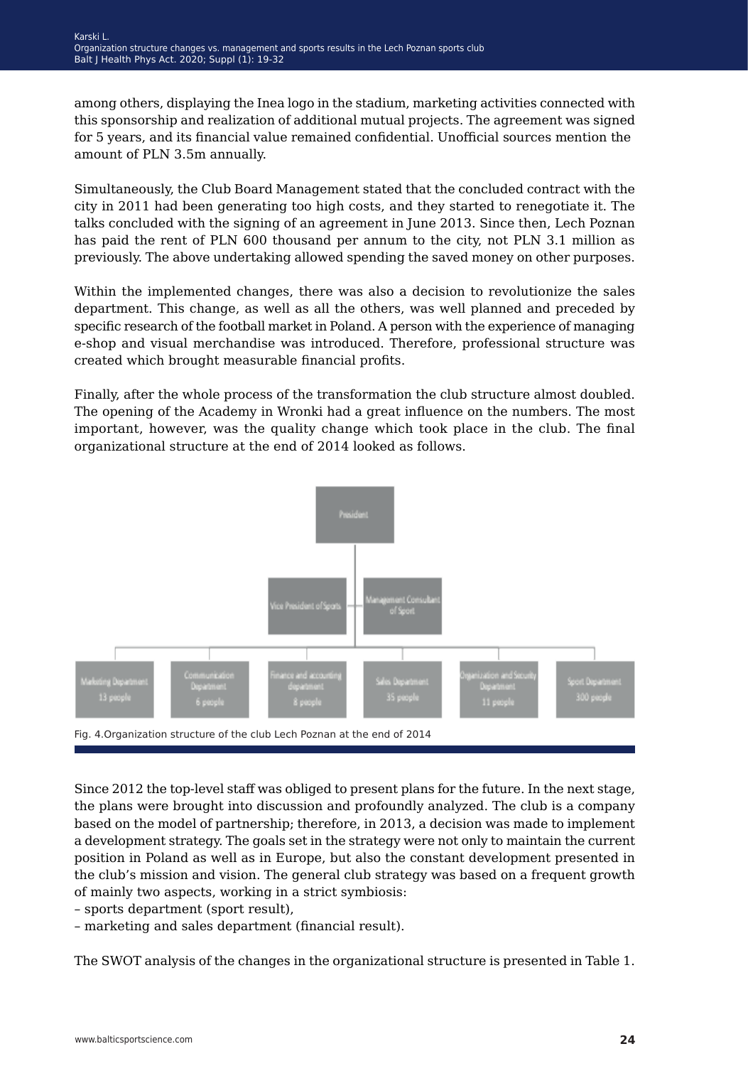among others, displaying the Inea logo in the stadium, marketing activities connected with this sponsorship and realization of additional mutual projects. The agreement was signed for 5 years, and its financial value remained confidential. Unofficial sources mention the amount of PLN 3.5m annually.

Simultaneously, the Club Board Management stated that the concluded contract with the city in 2011 had been generating too high costs, and they started to renegotiate it. The talks concluded with the signing of an agreement in June 2013. Since then, Lech Poznan has paid the rent of PLN 600 thousand per annum to the city, not PLN 3.1 million as previously. The above undertaking allowed spending the saved money on other purposes.

Within the implemented changes, there was also a decision to revolutionize the sales department. This change, as well as all the others, was well planned and preceded by specific research of the football market in Poland. A person with the experience of managing e-shop and visual merchandise was introduced. Therefore, professional structure was created which brought measurable financial profits.

Finally, after the whole process of the transformation the club structure almost doubled. The opening of the Academy in Wronki had a great influence on the numbers. The most important, however, was the quality change which took place in the club. The final organizational structure at the end of 2014 looked as follows.

President

Vice President of Sports | Management Consultant of Sport

Marketing Department 13 people | Communication Department 6 people | Finance and accounting department 8 people | Sales Department 35 people | Organization and Security Department 11 people | Sport Department 300 people

Fig. 4.Organization structure of the club Lech Poznan at the end of 2014

Since 2012 the top-level staff was obliged to present plans for the future. In the next stage, the plans were brought into discussion and profoundly analyzed. The club is a company based on the model of partnership; therefore, in 2013, a decision was made to implement a development strategy. The goals set in the strategy were not only to maintain the current position in Poland as well as in Europe, but also the constant development presented in the club's mission and vision. The general club strategy was based on a frequent growth of mainly two aspects, working in a strict symbiosis:

– sports department (sport result),
– marketing and sales department (financial result).

The SWOT analysis of the changes in the organizational structure is presented in Table 1.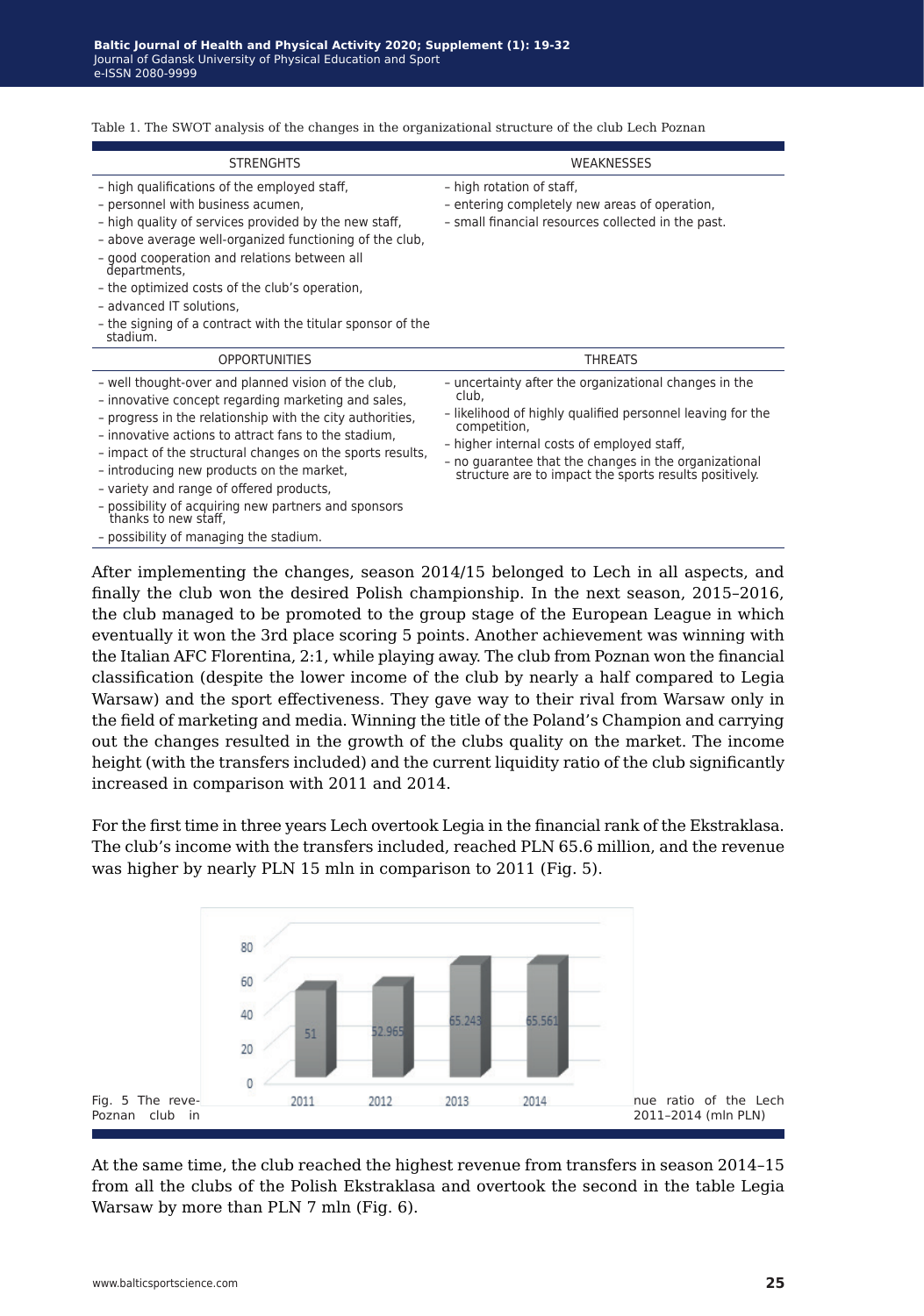Table 1. The SWOT analysis of the changes in the organizational structure of the club Lech Poznan

| STRENGHTS | WEAKNESSES |
|---|---|
| – high qualifications of the employed staff,<br>– personnel with business acumen,<br>– high quality of services provided by the new staff,<br>– above average well-organized functioning of the club,<br>– good cooperation and relations between all departments,<br>– the optimized costs of the club's operation,<br>– advanced IT solutions,<br>– the signing of a contract with the titular sponsor of the stadium. | – high rotation of staff,<br>– entering completely new areas of operation,<br>– small financial resources collected in the past. |
| **OPPORTUNITIES** | **THREATS** |
| – well thought-over and planned vision of the club,<br>– innovative concept regarding marketing and sales,<br>– progress in the relationship with the city authorities,<br>– innovative actions to attract fans to the stadium,<br>– impact of the structural changes on the sports results,<br>– introducing new products on the market,<br>– variety and range of offered products,<br>– possibility of acquiring new partners and sponsors thanks to new staff,<br>– possibility of managing the stadium. | – uncertainty after the organizational changes in the club,<br>– likelihood of highly qualified personnel leaving for the competition,<br>– higher internal costs of employed staff,<br>– no guarantee that the changes in the organizational structure are to impact the sports results positively. |

After implementing the changes, season 2014/15 belonged to Lech in all aspects, and finally the club won the desired Polish championship. In the next season, 2015–2016, the club managed to be promoted to the group stage of the European League in which eventually it won the 3rd place scoring 5 points. Another achievement was winning with the Italian AFC Florentina, 2:1, while playing away. The club from Poznan won the financial classification (despite the lower income of the club by nearly a half compared to Legia Warsaw) and the sport effectiveness. They gave way to their rival from Warsaw only in the field of marketing and media. Winning the title of the Poland's Champion and carrying out the changes resulted in the growth of the clubs quality on the market. The income height (with the transfers included) and the current liquidity ratio of the club significantly increased in comparison with 2011 and 2014.

For the first time in three years Lech overtook Legia in the financial rank of the Ekstraklasa. The club's income with the transfers included, reached PLN 65.6 million, and the revenue was higher by nearly PLN 15 mln in comparison to 2011 (Fig. 5).

| Year | Revenue (mln PLN) |
|---|---|
| 2011 | 51 |
| 2012 | 52.965 |
| 2013 | 65.243 |
| 2014 | 65.561 |

Fig. 5 The revenue ratio of the Lech Poznan club in 2011–2014 (mln PLN)

At the same time, the club reached the highest revenue from transfers in season 2014–15 from all the clubs of the Polish Ekstraklasa and overtook the second in the table Legia Warsaw by more than PLN 7 mln (Fig. 6).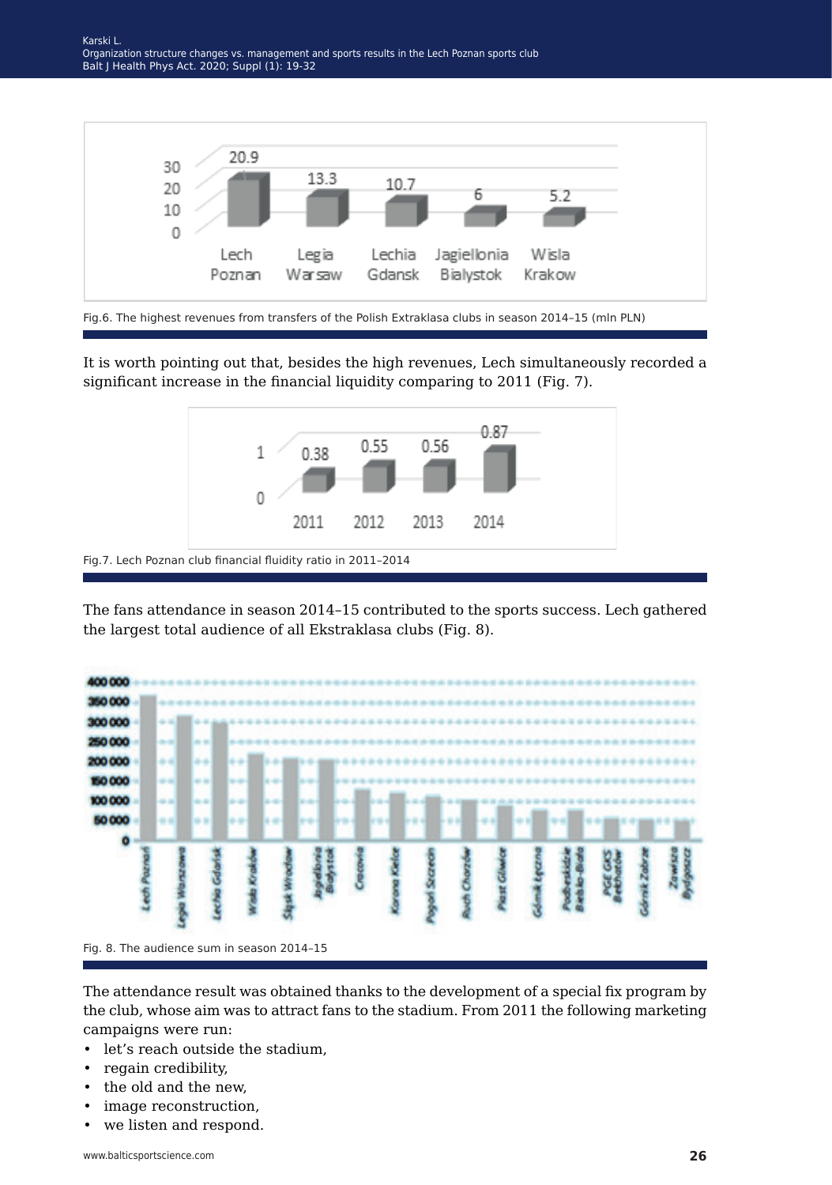Fig.6. The highest revenues from transfers of the Polish Extraklasa clubs in season 2014–15 (mln PLN)

It is worth pointing out that, besides the high revenues, Lech simultaneously recorded a significant increase in the financial liquidity comparing to 2011 (Fig. 7).

Fig.7. Lech Poznan club financial fluidity ratio in 2011–2014

The fans attendance in season 2014–15 contributed to the sports success. Lech gathered the largest total audience of all Ekstraklasa clubs (Fig. 8).

Fig. 8. The audience sum in season 2014–15

The attendance result was obtained thanks to the development of a special fix program by the club, whose aim was to attract fans to the stadium. From 2011 the following marketing campaigns were run:

- let's reach outside the stadium,
- regain credibility,
- the old and the new,
- image reconstruction,
- we listen and respond.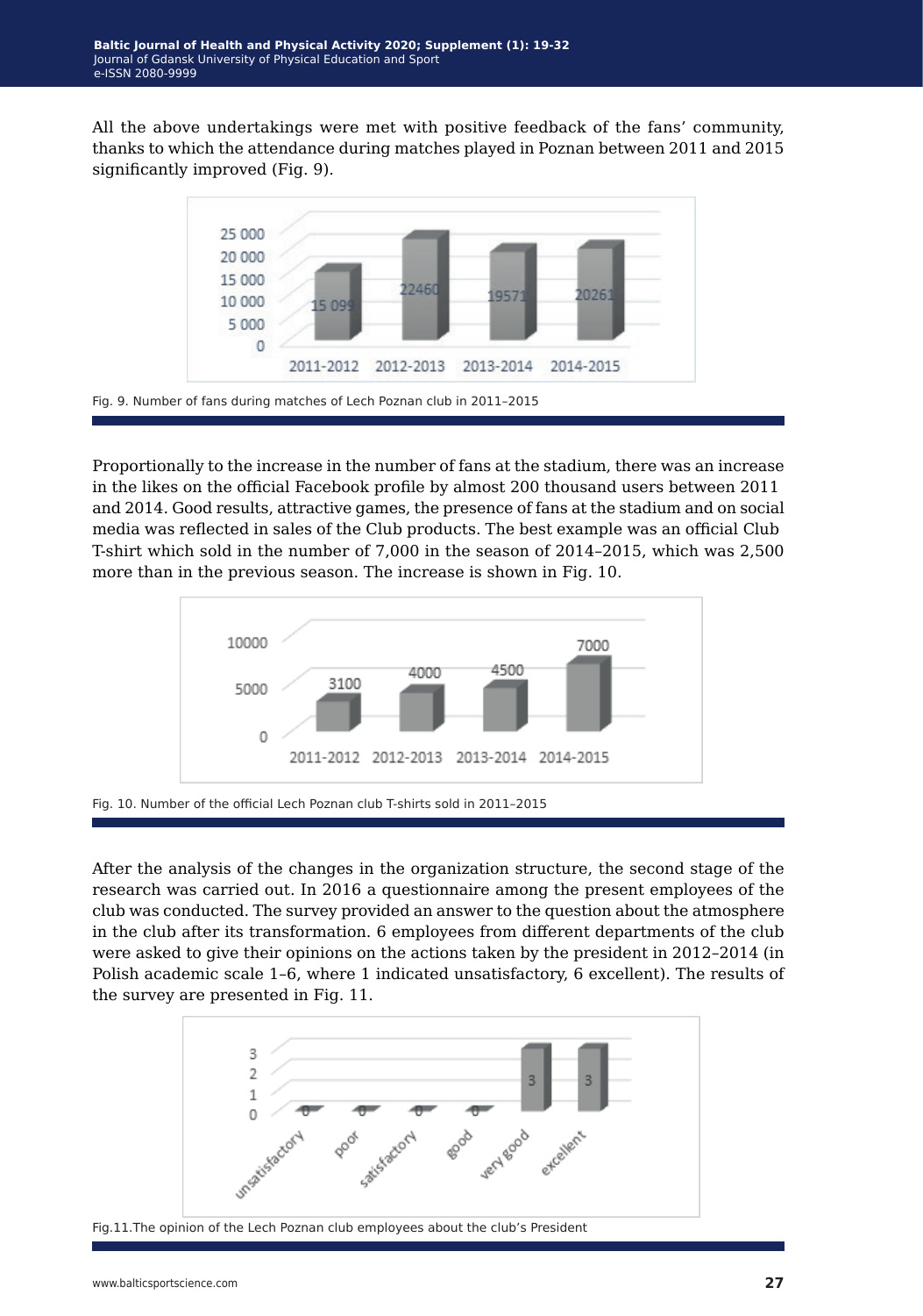All the above undertakings were met with positive feedback of the fans' community, thanks to which the attendance during matches played in Poznan between 2011 and 2015 significantly improved (Fig. 9).

Fig. 9. Number of fans during matches of Lech Poznan club in 2011–2015

Proportionally to the increase in the number of fans at the stadium, there was an increase in the likes on the official Facebook profile by almost 200 thousand users between 2011 and 2014. Good results, attractive games, the presence of fans at the stadium and on social media was reflected in sales of the Club products. The best example was an official Club T-shirt which sold in the number of 7,000 in the season of 2014–2015, which was 2,500 more than in the previous season. The increase is shown in Fig. 10.

Fig. 10. Number of the official Lech Poznan club T-shirts sold in 2011–2015

After the analysis of the changes in the organization structure, the second stage of the research was carried out. In 2016 a questionnaire among the present employees of the club was conducted. The survey provided an answer to the question about the atmosphere in the club after its transformation. 6 employees from different departments of the club were asked to give their opinions on the actions taken by the president in 2012–2014 (in Polish academic scale 1–6, where 1 indicated unsatisfactory, 6 excellent). The results of the survey are presented in Fig. 11.

Fig.11.The opinion of the Lech Poznan club employees about the club's President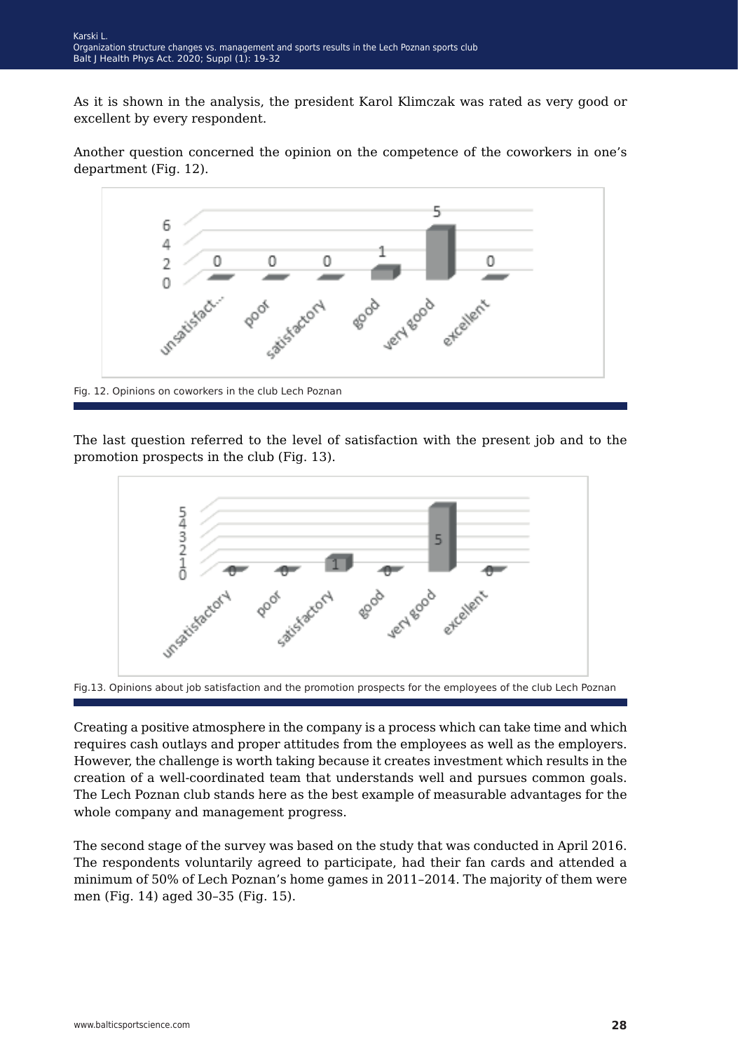As it is shown in the analysis, the president Karol Klimczak was rated as very good or excellent by every respondent.

Another question concerned the opinion on the competence of the coworkers in one's department (Fig. 12).

Fig. 12. Opinions on coworkers in the club Lech Poznan

The last question referred to the level of satisfaction with the present job and to the promotion prospects in the club (Fig. 13).

Fig.13. Opinions about job satisfaction and the promotion prospects for the employees of the club Lech Poznan

Creating a positive atmosphere in the company is a process which can take time and which requires cash outlays and proper attitudes from the employees as well as the employers. However, the challenge is worth taking because it creates investment which results in the creation of a well-coordinated team that understands well and pursues common goals. The Lech Poznan club stands here as the best example of measurable advantages for the whole company and management progress.

The second stage of the survey was based on the study that was conducted in April 2016. The respondents voluntarily agreed to participate, had their fan cards and attended a minimum of 50% of Lech Poznan's home games in 2011–2014. The majority of them were men (Fig. 14) aged 30–35 (Fig. 15).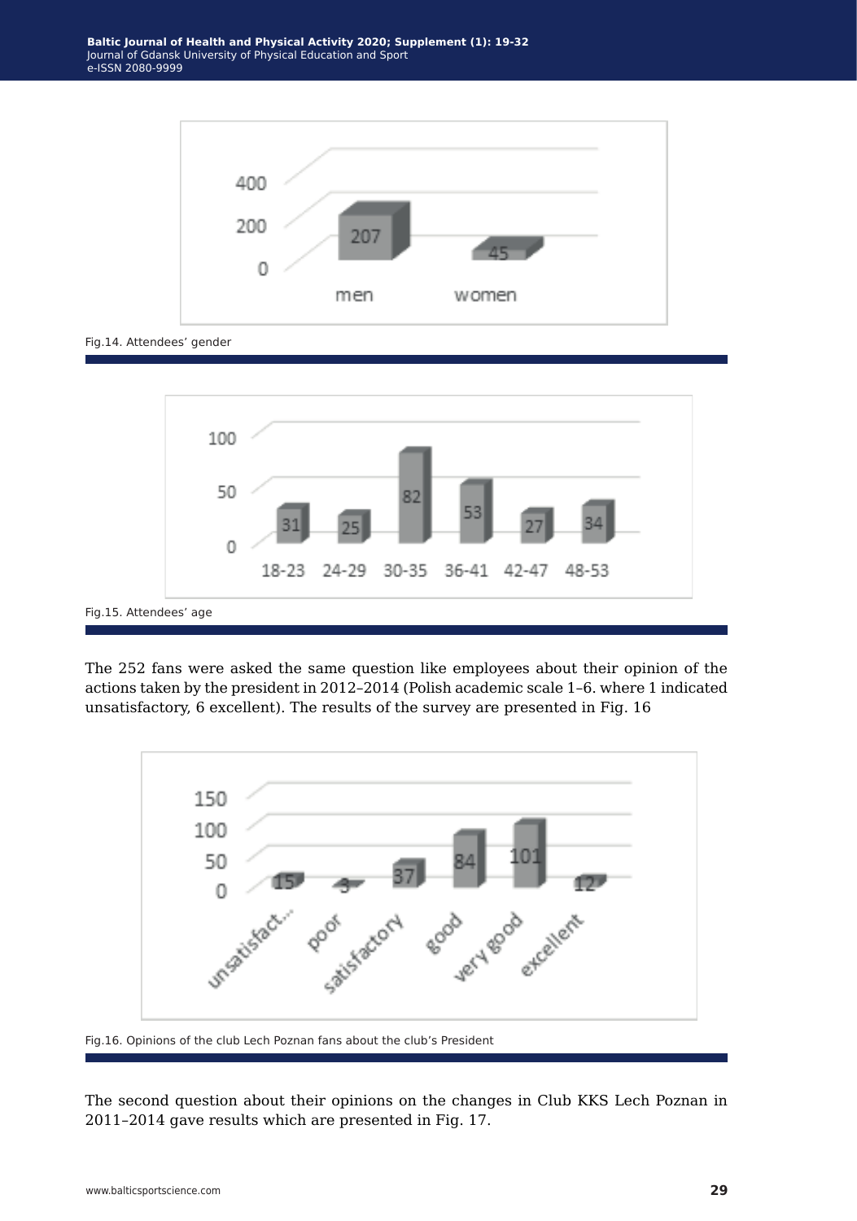Fig.14. Attendees' gender

Fig.15. Attendees' age

The 252 fans were asked the same question like employees about their opinion of the actions taken by the president in 2012–2014 (Polish academic scale 1–6. where 1 indicated unsatisfactory, 6 excellent). The results of the survey are presented in Fig. 16

Fig.16. Opinions of the club Lech Poznan fans about the club's President

The second question about their opinions on the changes in Club KKS Lech Poznan in 2011–2014 gave results which are presented in Fig. 17.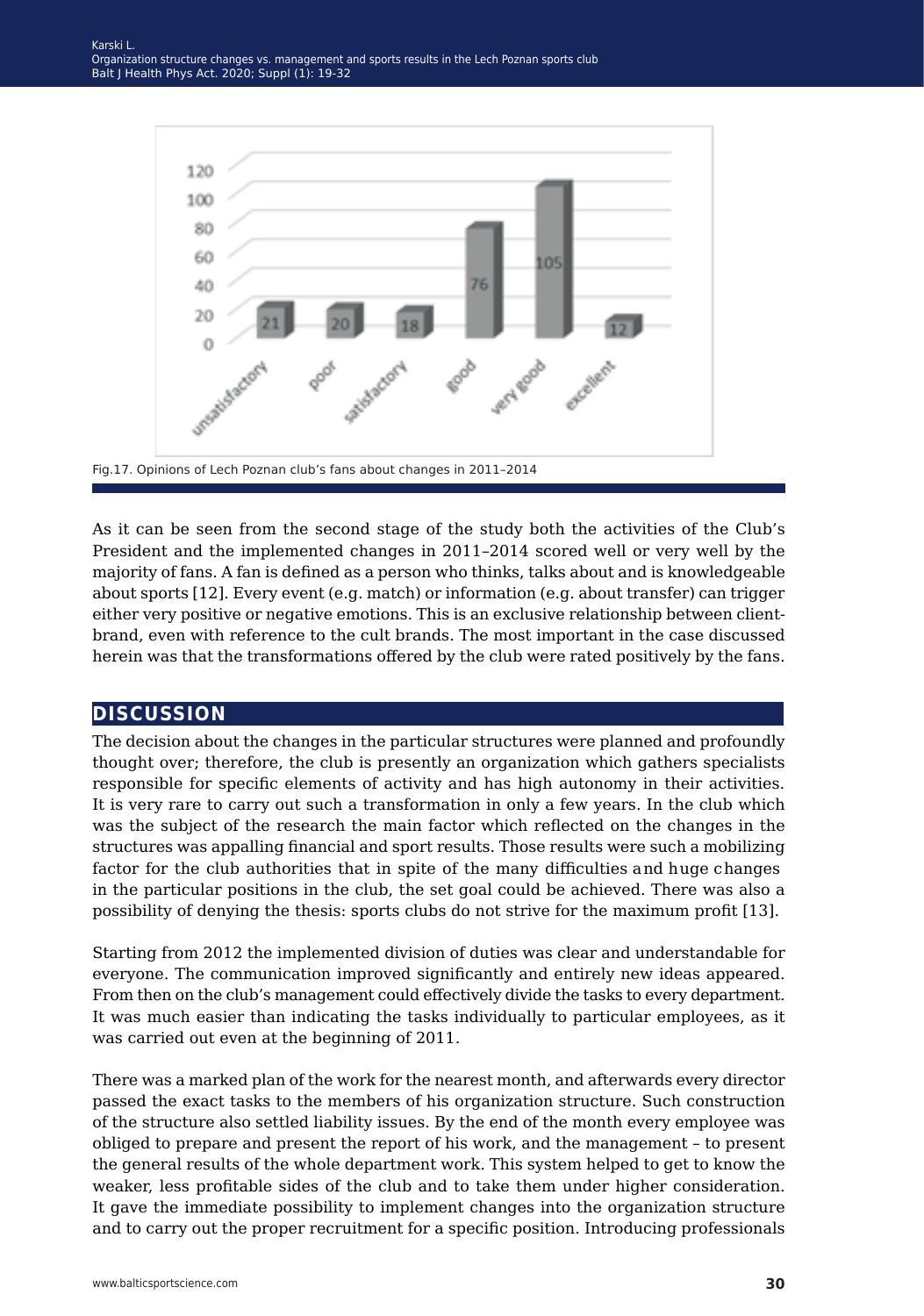Fig.17. Opinions of Lech Poznan club's fans about changes in 2011–2014

As it can be seen from the second stage of the study both the activities of the Club's President and the implemented changes in 2011–2014 scored well or very well by the majority of fans. A fan is defined as a person who thinks, talks about and is knowledgeable about sports [12]. Every event (e.g. match) or information (e.g. about transfer) can trigger either very positive or negative emotions. This is an exclusive relationship between client-brand, even with reference to the cult brands. The most important in the case discussed herein was that the transformations offered by the club were rated positively by the fans.

## DISCUSSION

The decision about the changes in the particular structures were planned and profoundly thought over; therefore, the club is presently an organization which gathers specialists responsible for specific elements of activity and has high autonomy in their activities. It is very rare to carry out such a transformation in only a few years. In the club which was the subject of the research the main factor which reflected on the changes in the structures was appalling financial and sport results. Those results were such a mobilizing factor for the club authorities that in spite of the many difficulties and huge changes in the particular positions in the club, the set goal could be achieved. There was also a possibility of denying the thesis: sports clubs do not strive for the maximum profit [13].

Starting from 2012 the implemented division of duties was clear and understandable for everyone. The communication improved significantly and entirely new ideas appeared. From then on the club's management could effectively divide the tasks to every department. It was much easier than indicating the tasks individually to particular employees, as it was carried out even at the beginning of 2011.

There was a marked plan of the work for the nearest month, and afterwards every director passed the exact tasks to the members of his organization structure. Such construction of the structure also settled liability issues. By the end of the month every employee was obliged to prepare and present the report of his work, and the management – to present the general results of the whole department work. This system helped to get to know the weaker, less profitable sides of the club and to take them under higher consideration. It gave the immediate possibility to implement changes into the organization structure and to carry out the proper recruitment for a specific position. Introducing professionals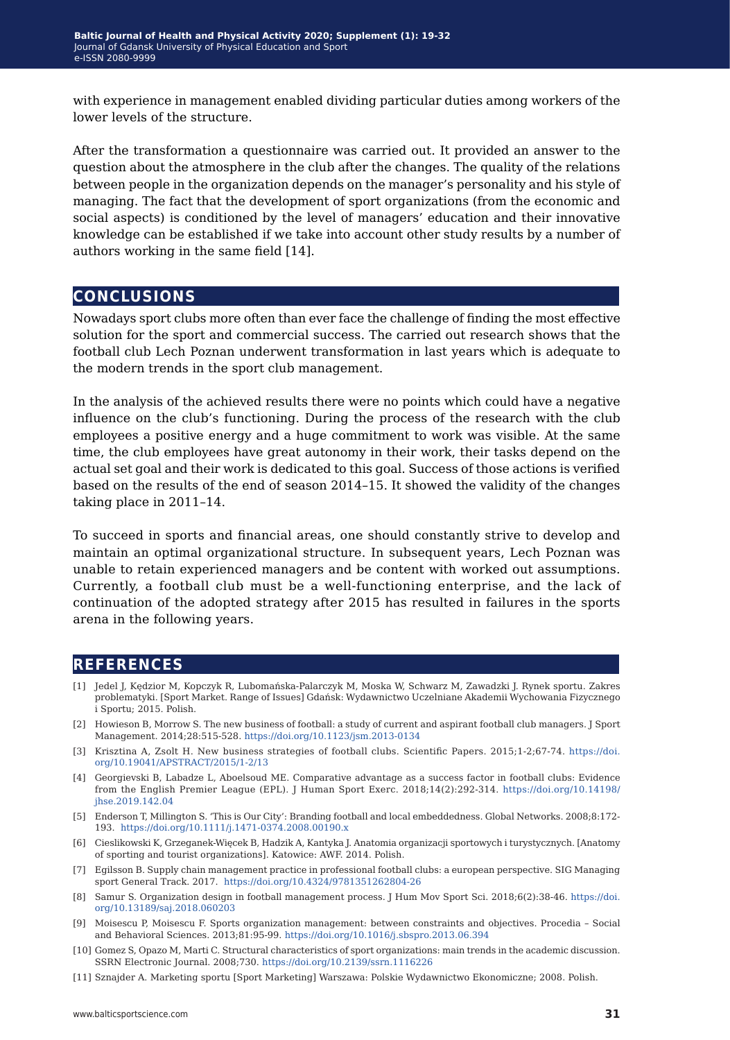with experience in management enabled dividing particular duties among workers of the lower levels of the structure.

After the transformation a questionnaire was carried out. It provided an answer to the question about the atmosphere in the club after the changes. The quality of the relations between people in the organization depends on the manager's personality and his style of managing. The fact that the development of sport organizations (from the economic and social aspects) is conditioned by the level of managers' education and their innovative knowledge can be established if we take into account other study results by a number of authors working in the same field [14].

## CONCLUSIONS

Nowadays sport clubs more often than ever face the challenge of finding the most effective solution for the sport and commercial success. The carried out research shows that the football club Lech Poznan underwent transformation in last years which is adequate to the modern trends in the sport club management.

In the analysis of the achieved results there were no points which could have a negative influence on the club's functioning. During the process of the research with the club employees a positive energy and a huge commitment to work was visible. At the same time, the club employees have great autonomy in their work, their tasks depend on the actual set goal and their work is dedicated to this goal. Success of those actions is verified based on the results of the end of season 2014–15. It showed the validity of the changes taking place in 2011–14.

To succeed in sports and financial areas, one should constantly strive to develop and maintain an optimal organizational structure. In subsequent years, Lech Poznan was unable to retain experienced managers and be content with worked out assumptions. Currently, a football club must be a well-functioning enterprise, and the lack of continuation of the adopted strategy after 2015 has resulted in failures in the sports arena in the following years.

## REFERENCES

[1] Jedel J, Kędzior M, Kopczyk R, Lubomańska-Palarczyk M, Moska W, Schwarz M, Zawadzki J. Rynek sportu. Zakres problematyki. [Sport Market. Range of Issues] Gdańsk: Wydawnictwo Uczelniane Akademii Wychowania Fizycznego i Sportu; 2015. Polish.

[2] Howieson B, Morrow S. The new business of football: a study of current and aspirant football club managers. J Sport Management. 2014;28:515-528. https://doi.org/10.1123/jsm.2013-0134

[3] Krisztina A, Zsolt H. New business strategies of football clubs. Scientific Papers. 2015;1-2;67-74. https://doi.org/10.19041/APSTRACT/2015/1-2/13

[4] Georgievski B, Labadze L, Aboelsoud ME. Comparative advantage as a success factor in football clubs: Evidence from the English Premier League (EPL). J Human Sport Exerc. 2018;14(2):292-314. https://doi.org/10.14198/jhse.2019.142.04

[5] Enderson T, Millington S. 'This is Our City': Branding football and local embeddedness. Global Networks. 2008;8:172-193. https://doi.org/10.1111/j.1471-0374.2008.00190.x

[6] Cieslikowski K, Grzeganek-Więcek B, Hadzik A, Kantyka J. Anatomia organizacji sportowych i turystycznych. [Anatomy of sporting and tourist organizations]. Katowice: AWF. 2014. Polish.

[7] Egilsson B. Supply chain management practice in professional football clubs: a european perspective. SIG Managing sport General Track. 2017. https://doi.org/10.4324/9781351262804-26

[8] Samur S. Organization design in football management process. J Hum Mov Sport Sci. 2018;6(2):38-46. https://doi.org/10.13189/saj.2018.060203

[9] Moisescu P, Moisescu F. Sports organization management: between constraints and objectives. Procedia – Social and Behavioral Sciences. 2013;81:95-99. https://doi.org/10.1016/j.sbspro.2013.06.394

[10] Gomez S, Opazo M, Marti C. Structural characteristics of sport organizations: main trends in the academic discussion. SSRN Electronic Journal. 2008;730. https://doi.org/10.2139/ssrn.1116226

[11] Sznajder A. Marketing sportu [Sport Marketing] Warszawa: Polskie Wydawnictwo Ekonomiczne; 2008. Polish.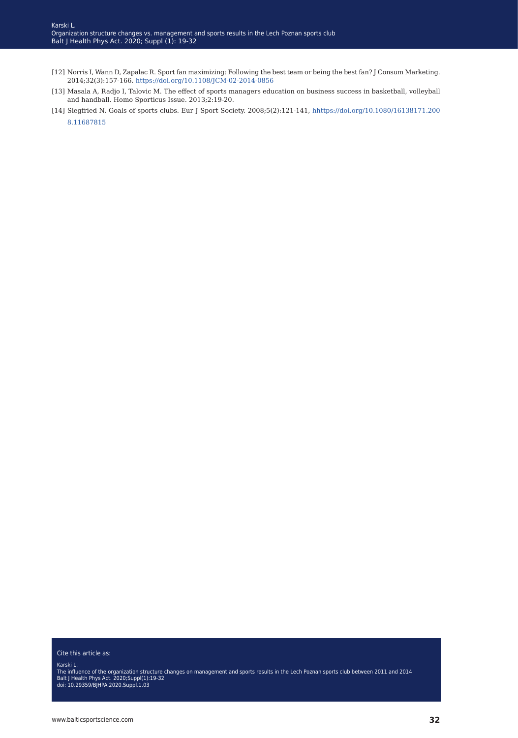[12] Norris I, Wann D, Zapalac R. Sport fan maximizing: Following the best team or being the best fan? J Consum Marketing. 2014;32(3):157-166. https://doi.org/10.1108/JCM-02-2014-0856

[13] Masala A, Radjo I, Talovic M. The effect of sports managers education on business success in basketball, volleyball and handball. Homo Sporticus Issue. 2013;2:19-20.

[14] Siegfried N. Goals of sports clubs. Eur J Sport Society. 2008;5(2):121-141, hhttps://doi.org/10.1080/16138171.2008.11687815

Cite this article as:

Karski L.
The influence of the organization structure changes on management and sports results in the Lech Poznan sports club between 2011 and 2014
Balt J Health Phys Act. 2020;Suppl(1):19-32
doi: 10.29359/BJHPA.2020.Suppl.1.03